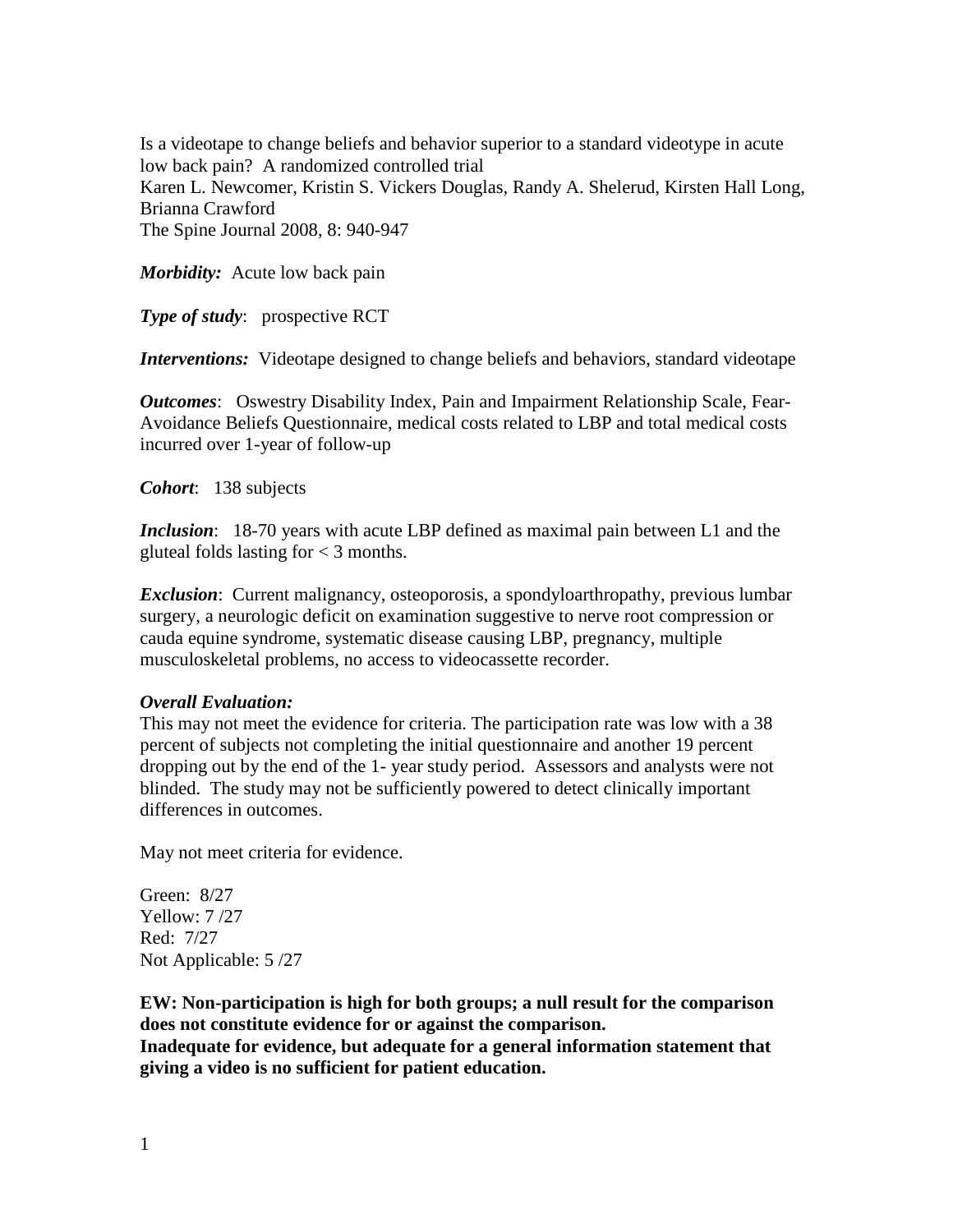Is a videotape to change beliefs and behavior superior to a standard videotype in acute low back pain? A randomized controlled trial
Karen L. Newcomer, Kristin S. Vickers Douglas, Randy A. Shelerud, Kirsten Hall Long, Brianna Crawford
The Spine Journal 2008, 8: 940-947

***Morbidity:*** Acute low back pain

***Type of study***: prospective RCT

***Interventions:*** Videotape designed to change beliefs and behaviors, standard videotape

***Outcomes***: Oswestry Disability Index, Pain and Impairment Relationship Scale, Fear-Avoidance Beliefs Questionnaire, medical costs related to LBP and total medical costs incurred over 1-year of follow-up

***Cohort***: 138 subjects

***Inclusion***: 18-70 years with acute LBP defined as maximal pain between L1 and the gluteal folds lasting for < 3 months.

***Exclusion***: Current malignancy, osteoporosis, a spondyloarthropathy, previous lumbar surgery, a neurologic deficit on examination suggestive to nerve root compression or cauda equine syndrome, systematic disease causing LBP, pregnancy, multiple musculoskeletal problems, no access to videocassette recorder.

***Overall Evaluation:***
This may not meet the evidence for criteria. The participation rate was low with a 38 percent of subjects not completing the initial questionnaire and another 19 percent dropping out by the end of the 1- year study period. Assessors and analysts were not blinded. The study may not be sufficiently powered to detect clinically important differences in outcomes.

May not meet criteria for evidence.

Green: 8/27
Yellow: 7 /27
Red: 7/27
Not Applicable: 5 /27

**EW: Non-participation is high for both groups; a null result for the comparison does not constitute evidence for or against the comparison.**
**Inadequate for evidence, but adequate for a general information statement that giving a video is no sufficient for patient education.**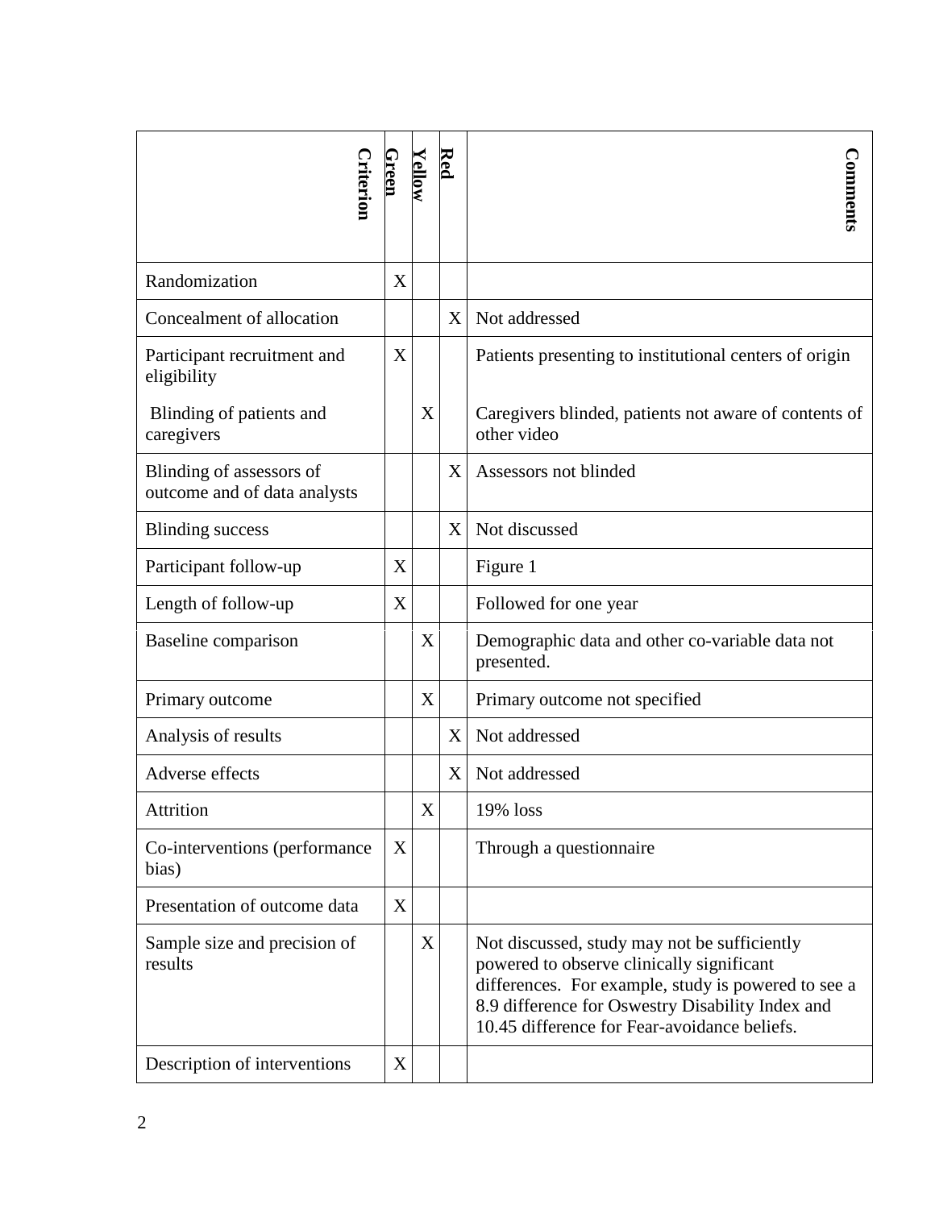| Criterion | Green | Yellow | Red | Comments |
|---|---|---|---|---|
| Randomization | X | | | |
| Concealment of allocation | | | X | Not addressed |
| Participant recruitment and eligibility | X | | | Patients presenting to institutional centers of origin |
| Blinding of patients and caregivers | | X | | Caregivers blinded, patients not aware of contents of other video |
| Blinding of assessors of outcome and of data analysts | | | X | Assessors not blinded |
| Blinding success | | | X | Not discussed |
| Participant follow-up | X | | | Figure 1 |
| Length of follow-up | X | | | Followed for one year |
| Baseline comparison | | X | | Demographic data and other co-variable data not presented. |
| Primary outcome | | X | | Primary outcome not specified |
| Analysis of results | | | X | Not addressed |
| Adverse effects | | | X | Not addressed |
| Attrition | | X | | 19% loss |
| Co-interventions (performance bias) | X | | | Through a questionnaire |
| Presentation of outcome data | X | | | |
| Sample size and precision of results | | X | | Not discussed, study may not be sufficiently powered to observe clinically significant differences. For example, study is powered to see a 8.9 difference for Oswestry Disability Index and 10.45 difference for Fear-avoidance beliefs. |
| Description of interventions | X | | | |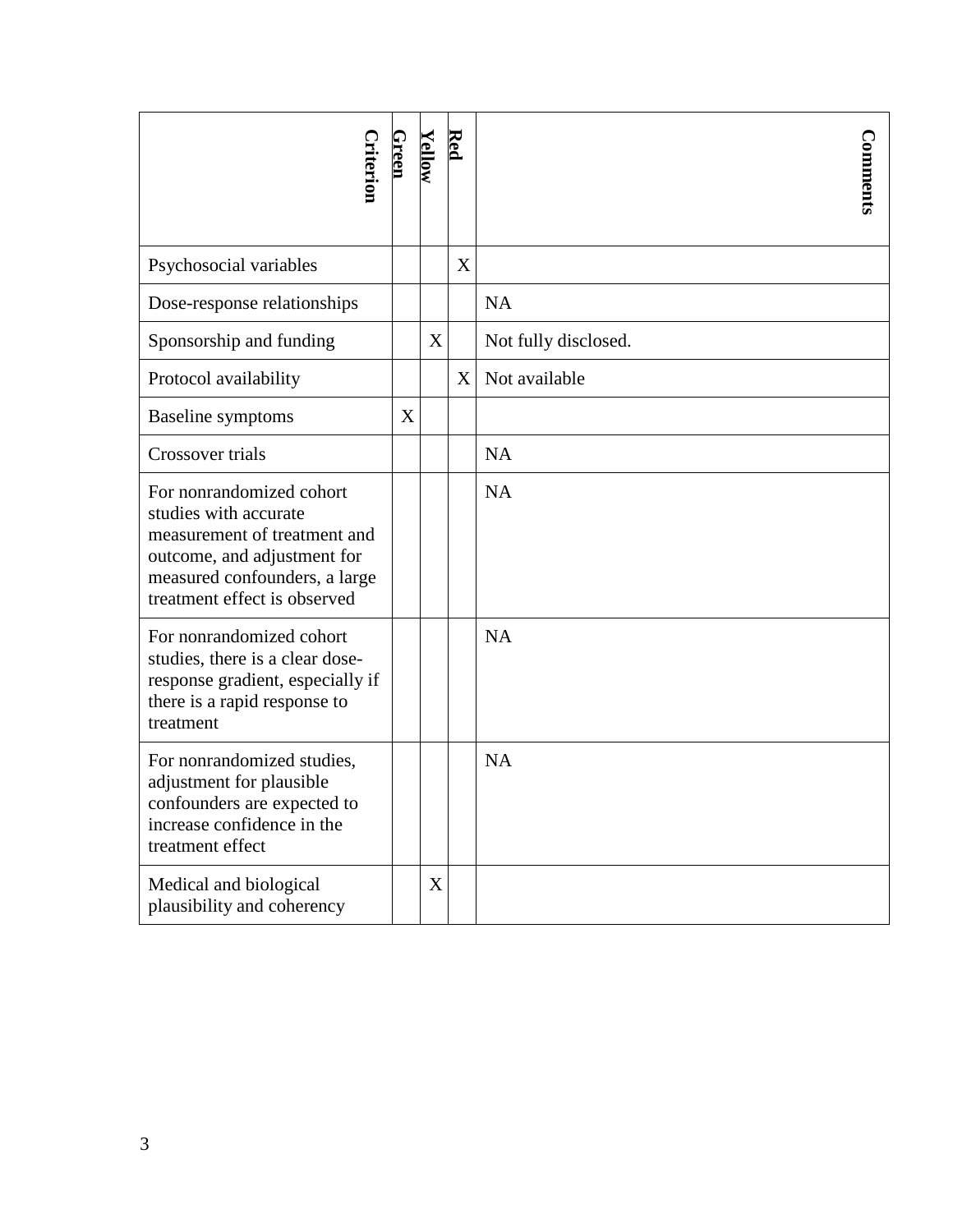| Criterion | Green | Yellow | Red | Comments |
|---|---|---|---|---|
| Psychosocial variables | | | X | |
| Dose-response relationships | | | | NA |
| Sponsorship and funding | | X | | Not fully disclosed. |
| Protocol availability | | | X | Not available |
| Baseline symptoms | X | | | |
| Crossover trials | | | | NA |
| For nonrandomized cohort studies with accurate measurement of treatment and outcome, and adjustment for measured confounders, a large treatment effect is observed | | | | NA |
| For nonrandomized cohort studies, there is a clear dose-response gradient, especially if there is a rapid response to treatment | | | | NA |
| For nonrandomized studies, adjustment for plausible confounders are expected to increase confidence in the treatment effect | | | | NA |
| Medical and biological plausibility and coherency | | X | | |